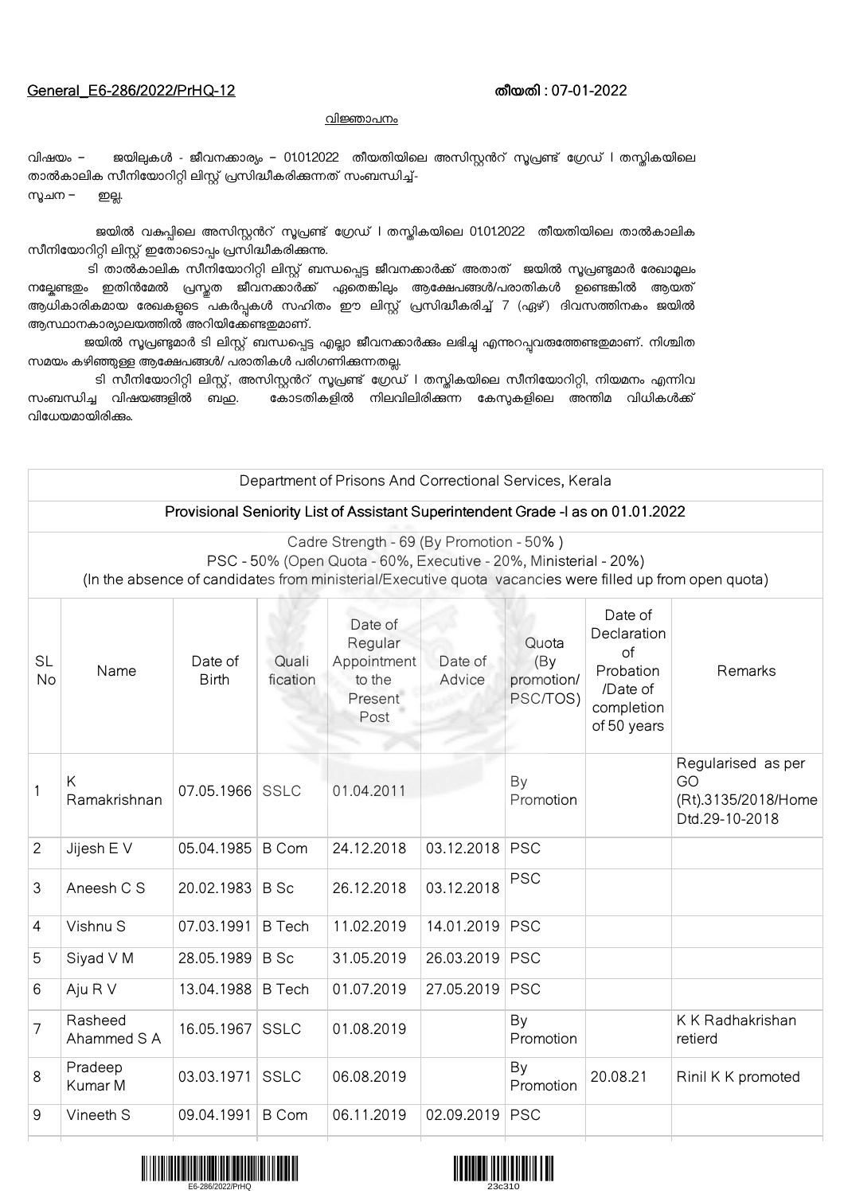General_E6-286/2022/PrHQ-12 തീയതി : 07-01-2022

വിജ്ഞാപനം

വിഷയം – ജയിലുകൾ - ജീവനക്കാര്യം – 01.01.2022 തീയതിയിലെ അസിസ്റ്റൻറ് സൂപ്രണ്ട് ഗ്രേഡ് I തസ്തികയിലെ താൽകാലിക സീനിയോറിറ്റി ലിസ്റ്റ് പ്രസിദ്ധീകരിക്കുന്നത് സംബന്ധിച്ച്-

സൂചന – ഇല്ല.

ജയിൽ വകുപ്പിലെ അസിസ്റ്റൻറ് സൂപ്രണ്ട് ഗ്രേഡ് I തസ്തികയിലെ 01.01.2022 തീയതിയിലെ താൽകാലിക സീനിയോറിറ്റി ലിസ്റ്റ് ഇതോടൊപ്പം പ്രസിദ്ധീകരിക്കുന്നു.

ടി താൽകാലിക സീനിയോറിറ്റി ലിസ്റ്റ് ബന്ധപ്പെട്ട ജീവനക്കാർക്ക് അതാത് ജയിൽ സൂപ്രണ്ടുമാർ രേഖാമൂലം നല്കേണ്ടതും ഇതിൻമേൽ പ്രസ്തുത ജീവനക്കാർക്ക് ഏതെങ്കിലും ആക്ഷേപങ്ങൾ/പരാതികൾ ഉണ്ടെങ്കിൽ ആയത് ആധികാരികമായ രേഖകളുടെ പകർപ്പുകൾ സഹിതം ഈ ലിസ്റ്റ് പ്രസിദ്ധീകരിച്ച് 7 (ഏഴ്) ദിവസത്തിനകം ജയിൽ ആസ്ഥാനകാര്യാലയത്തിൽ അറിയിക്കേണ്ടതുമാണ്.

ജയിൽ സൂപ്രണ്ടുമാർ ടി ലിസ്റ്റ് ബന്ധപ്പെട്ട എല്ലാ ജീവനക്കാർക്കും ലഭിച്ചു എന്നുറപ്പുവരുത്തേണ്ടതുമാണ്. നിശ്ചിത സമയം കഴിഞ്ഞുള്ള ആക്ഷേപങ്ങൾ/ പരാതികൾ പരിഗണിക്കുന്നതല്ല.

ടി സീനിയോറിറ്റി ലിസ്റ്റ്, അസിസ്റ്റൻറ് സൂപ്രണ്ട് ഗ്രേഡ് I തസ്തികയിലെ സീനിയോറിറ്റി, നിയമനം എന്നിവ സംബന്ധിച്ച വിഷയങ്ങളിൽ ബഹു. കോടതികളിൽ നിലവിലിരിക്കുന്ന കേസുകളിലെ അന്തിമ വിധികൾക്ക് വിധേയമായിരിക്കും.

| Department of Prisons And Correctional Services, Kerala | | | | | | | | |
|---|---|---|---|---|---|---|---|---|
| Provisional Seniority List of Assistant Superintendent Grade -I as on 01.01.2022 | | | | | | | | |
| Cadre Strength - 69 (By Promotion - 50% ) PSC - 50% (Open Quota - 60%, Executive - 20%, Ministerial - 20%) (In the absence of candidates from ministerial/Executive quota vacancies were filled up from open quota) | | | | | | | | |
| SL No | Name | Date of Birth | Quali fication | Date of Regular Appointment to the Present Post | Date of Advice | Quota (By promotion/ PSC/TOS) | Date of Declaration of Probation /Date of completion of 50 years | Remarks |
| 1 | K Ramakrishnan | 07.05.1966 | SSLC | 01.04.2011 | | By Promotion | | Regularised as per GO (Rt).3135/2018/Home Dtd.29-10-2018 |
| 2 | Jijesh E V | 05.04.1985 | B Com | 24.12.2018 | 03.12.2018 | PSC | | |
| 3 | Aneesh C S | 20.02.1983 | B Sc | 26.12.2018 | 03.12.2018 | PSC | | |
| 4 | Vishnu S | 07.03.1991 | B Tech | 11.02.2019 | 14.01.2019 | PSC | | |
| 5 | Siyad V M | 28.05.1989 | B Sc | 31.05.2019 | 26.03.2019 | PSC | | |
| 6 | Aju R V | 13.04.1988 | B Tech | 01.07.2019 | 27.05.2019 | PSC | | |
| 7 | Rasheed Ahammed S A | 16.05.1967 | SSLC | 01.08.2019 | | By Promotion | | K K Radhakrishan retierd |
| 8 | Pradeep Kumar M | 03.03.1971 | SSLC | 06.08.2019 | | By Promotion | 20.08.21 | Rinil K K promoted |
| 9 | Vineeth S | 09.04.1991 | B Com | 06.11.2019 | 02.09.2019 | PSC | | |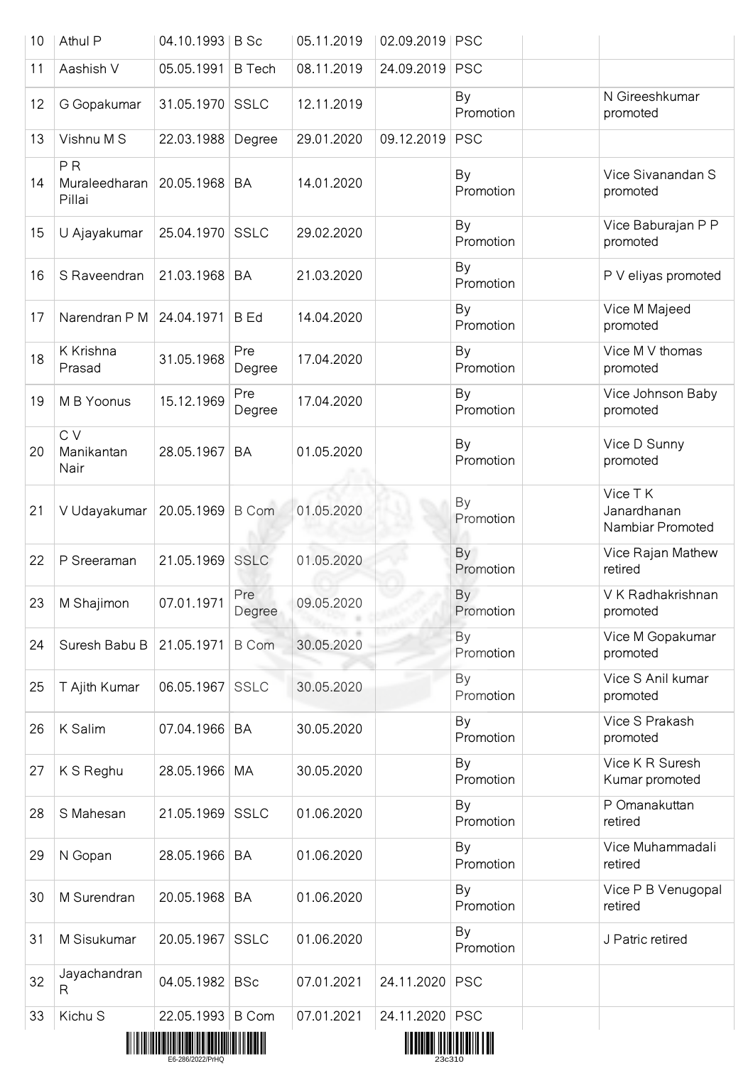| | | | | | | | | |
|---|---|---|---|---|---|---|---|---|
| 10 | Athul P | 04.10.1993 | B Sc | 05.11.2019 | 02.09.2019 | PSC | | |
| 11 | Aashish V | 05.05.1991 | B Tech | 08.11.2019 | 24.09.2019 | PSC | | |
| 12 | G Gopakumar | 31.05.1970 | SSLC | 12.11.2019 | | By Promotion | | N Gireeshkumar promoted |
| 13 | Vishnu M S | 22.03.1988 | Degree | 29.01.2020 | 09.12.2019 | PSC | | |
| 14 | P R Muraleedharan Pillai | 20.05.1968 | BA | 14.01.2020 | | By Promotion | | Vice Sivanandan S promoted |
| 15 | U Ajayakumar | 25.04.1970 | SSLC | 29.02.2020 | | By Promotion | | Vice Baburajan P P promoted |
| 16 | S Raveendran | 21.03.1968 | BA | 21.03.2020 | | By Promotion | | P V eliyas promoted |
| 17 | Narendran P M | 24.04.1971 | B Ed | 14.04.2020 | | By Promotion | | Vice M Majeed promoted |
| 18 | K Krishna Prasad | 31.05.1968 | Pre Degree | 17.04.2020 | | By Promotion | | Vice M V thomas promoted |
| 19 | M B Yoonus | 15.12.1969 | Pre Degree | 17.04.2020 | | By Promotion | | Vice Johnson Baby promoted |
| 20 | C V Manikantan Nair | 28.05.1967 | BA | 01.05.2020 | | By Promotion | | Vice D Sunny promoted |
| 21 | V Udayakumar | 20.05.1969 | B Com | 01.05.2020 | | By Promotion | | Vice T K Janardhanan Nambiar Promoted |
| 22 | P Sreeraman | 21.05.1969 | SSLC | 01.05.2020 | | By Promotion | | Vice Rajan Mathew retired |
| 23 | M Shajimon | 07.01.1971 | Pre Degree | 09.05.2020 | | By Promotion | | V K Radhakrishnan promoted |
| 24 | Suresh Babu B | 21.05.1971 | B Com | 30.05.2020 | | By Promotion | | Vice M Gopakumar promoted |
| 25 | T Ajith Kumar | 06.05.1967 | SSLC | 30.05.2020 | | By Promotion | | Vice S Anil kumar promoted |
| 26 | K Salim | 07.04.1966 | BA | 30.05.2020 | | By Promotion | | Vice S Prakash promoted |
| 27 | K S Reghu | 28.05.1966 | MA | 30.05.2020 | | By Promotion | | Vice K R Suresh Kumar promoted |
| 28 | S Mahesan | 21.05.1969 | SSLC | 01.06.2020 | | By Promotion | | P Omanakuttan retired |
| 29 | N Gopan | 28.05.1966 | BA | 01.06.2020 | | By Promotion | | Vice Muhammadali retired |
| 30 | M Surendran | 20.05.1968 | BA | 01.06.2020 | | By Promotion | | Vice P B Venugopal retired |
| 31 | M Sisukumar | 20.05.1967 | SSLC | 01.06.2020 | | By Promotion | | J Patric retired |
| 32 | Jayachandran R | 04.05.1982 | BSc | 07.01.2021 | 24.11.2020 | PSC | | |
| 33 | Kichu S | 22.05.1993 | B Com | 07.01.2021 | 24.11.2020 | PSC | | |

E6-286/2022/PrHQ

23c310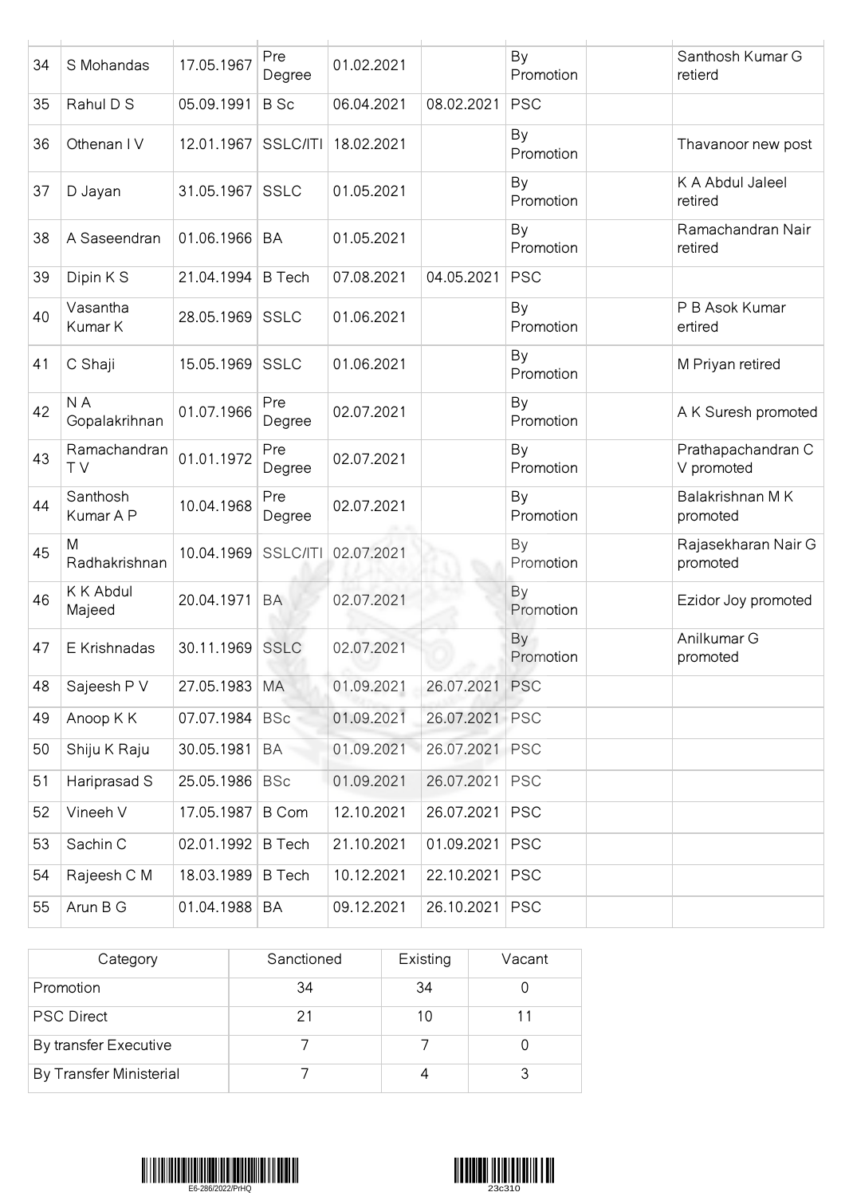| | | | | | | | | |
|---|---|---|---|---|---|---|---|---|
| 34 | S Mohandas | 17.05.1967 | Pre Degree | 01.02.2021 | | By Promotion | | Santhosh Kumar G retierd |
| 35 | Rahul D S | 05.09.1991 | B Sc | 06.04.2021 | 08.02.2021 | PSC | | |
| 36 | Othenan I V | 12.01.1967 | SSLC/ITI | 18.02.2021 | | By Promotion | | Thavanoor new post |
| 37 | D Jayan | 31.05.1967 | SSLC | 01.05.2021 | | By Promotion | | K A Abdul Jaleel retired |
| 38 | A Saseendran | 01.06.1966 | BA | 01.05.2021 | | By Promotion | | Ramachandran Nair retired |
| 39 | Dipin K S | 21.04.1994 | B Tech | 07.08.2021 | 04.05.2021 | PSC | | |
| 40 | Vasantha Kumar K | 28.05.1969 | SSLC | 01.06.2021 | | By Promotion | | P B Asok Kumar ertired |
| 41 | C Shaji | 15.05.1969 | SSLC | 01.06.2021 | | By Promotion | | M Priyan retired |
| 42 | N A Gopalakrihnan | 01.07.1966 | Pre Degree | 02.07.2021 | | By Promotion | | A K Suresh promoted |
| 43 | Ramachandran T V | 01.01.1972 | Pre Degree | 02.07.2021 | | By Promotion | | Prathapachandran C V promoted |
| 44 | Santhosh Kumar A P | 10.04.1968 | Pre Degree | 02.07.2021 | | By Promotion | | Balakrishnan M K promoted |
| 45 | M Radhakrishnan | 10.04.1969 | SSLC/ITI | 02.07.2021 | | By Promotion | | Rajasekharan Nair G promoted |
| 46 | K K Abdul Majeed | 20.04.1971 | BA | 02.07.2021 | | By Promotion | | Ezidor Joy promoted |
| 47 | E Krishnadas | 30.11.1969 | SSLC | 02.07.2021 | | By Promotion | | Anilkumar G promoted |
| 48 | Sajeesh P V | 27.05.1983 | MA | 01.09.2021 | 26.07.2021 | PSC | | |
| 49 | Anoop K K | 07.07.1984 | BSc | 01.09.2021 | 26.07.2021 | PSC | | |
| 50 | Shiju K Raju | 30.05.1981 | BA | 01.09.2021 | 26.07.2021 | PSC | | |
| 51 | Hariprasad S | 25.05.1986 | BSc | 01.09.2021 | 26.07.2021 | PSC | | |
| 52 | Vineeh V | 17.05.1987 | B Com | 12.10.2021 | 26.07.2021 | PSC | | |
| 53 | Sachin C | 02.01.1992 | B Tech | 21.10.2021 | 01.09.2021 | PSC | | |
| 54 | Rajeesh C M | 18.03.1989 | B Tech | 10.12.2021 | 22.10.2021 | PSC | | |
| 55 | Arun B G | 01.04.1988 | BA | 09.12.2021 | 26.10.2021 | PSC | | |

| Category | Sanctioned | Existing | Vacant |
|---|---|---|---|
| Promotion | 34 | 34 | 0 |
| PSC Direct | 21 | 10 | 11 |
| By transfer Executive | 7 | 7 | 0 |
| By Transfer Ministerial | 7 | 4 | 3 |

E6-286/2022/PrHQ

23c310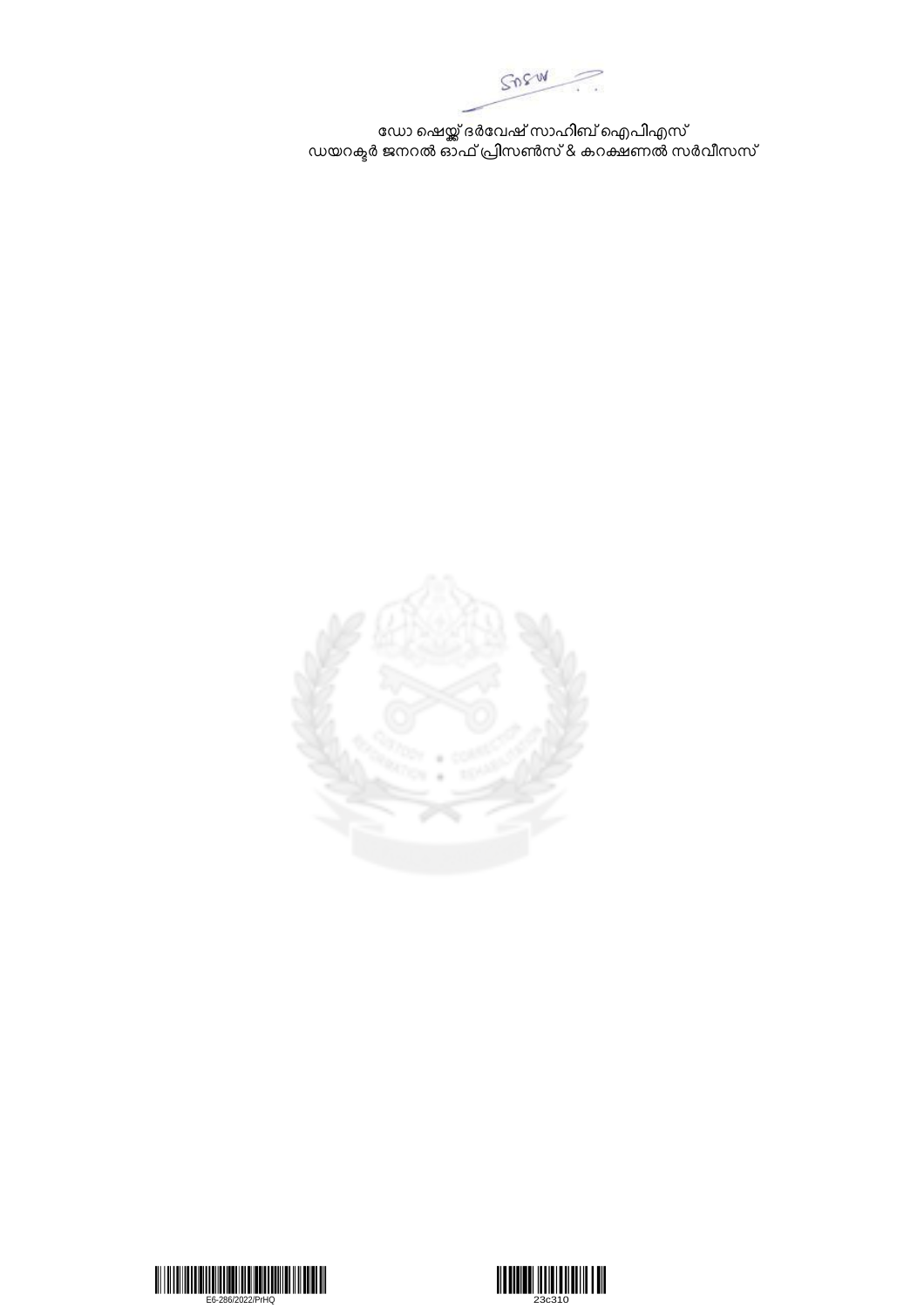ഡോ ഷെയ്ക്ക് ദർവേഷ് സാഹിബ് ഐപിഎസ്
ഡയറക്ടർ ജനറൽ ഓഫ് പ്രിസൺസ് & കറക്ഷണൽ സർവീസസ്

E6-286/2022/PrHQ

23c310